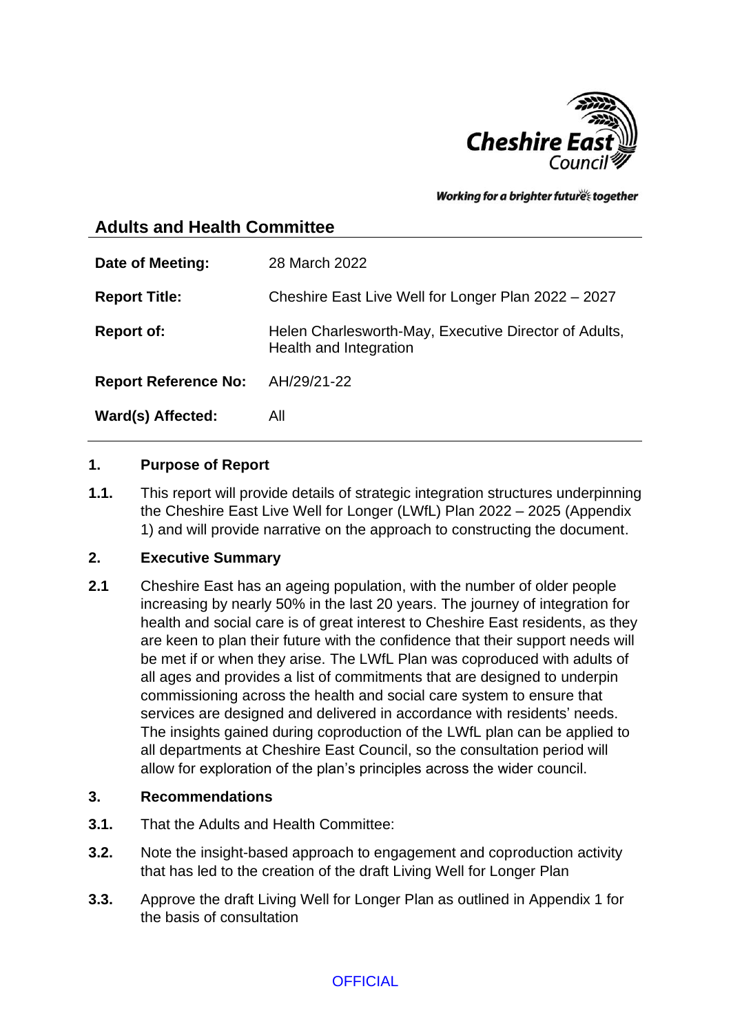Working for a brighter future together

## Adults and Health Committee

| | |
|---|---|
| **Date of Meeting:** | 28 March 2022 |
| **Report Title:** | Cheshire East Live Well for Longer Plan 2022 – 2027 |
| **Report of:** | Helen Charlesworth-May, Executive Director of Adults, Health and Integration |
| **Report Reference No:** | AH/29/21-22 |
| **Ward(s) Affected:** | All |

### 1. Purpose of Report

**1.1.** This report will provide details of strategic integration structures underpinning the Cheshire East Live Well for Longer (LWfL) Plan 2022 – 2025 (Appendix 1) and will provide narrative on the approach to constructing the document.

### 2. Executive Summary

**2.1** Cheshire East has an ageing population, with the number of older people increasing by nearly 50% in the last 20 years. The journey of integration for health and social care is of great interest to Cheshire East residents, as they are keen to plan their future with the confidence that their support needs will be met if or when they arise. The LWfL Plan was coproduced with adults of all ages and provides a list of commitments that are designed to underpin commissioning across the health and social care system to ensure that services are designed and delivered in accordance with residents' needs. The insights gained during coproduction of the LWfL plan can be applied to all departments at Cheshire East Council, so the consultation period will allow for exploration of the plan's principles across the wider council.

### 3. Recommendations

**3.1.** That the Adults and Health Committee:

**3.2.** Note the insight-based approach to engagement and coproduction activity that has led to the creation of the draft Living Well for Longer Plan

**3.3.** Approve the draft Living Well for Longer Plan as outlined in Appendix 1 for the basis of consultation

OFFICIAL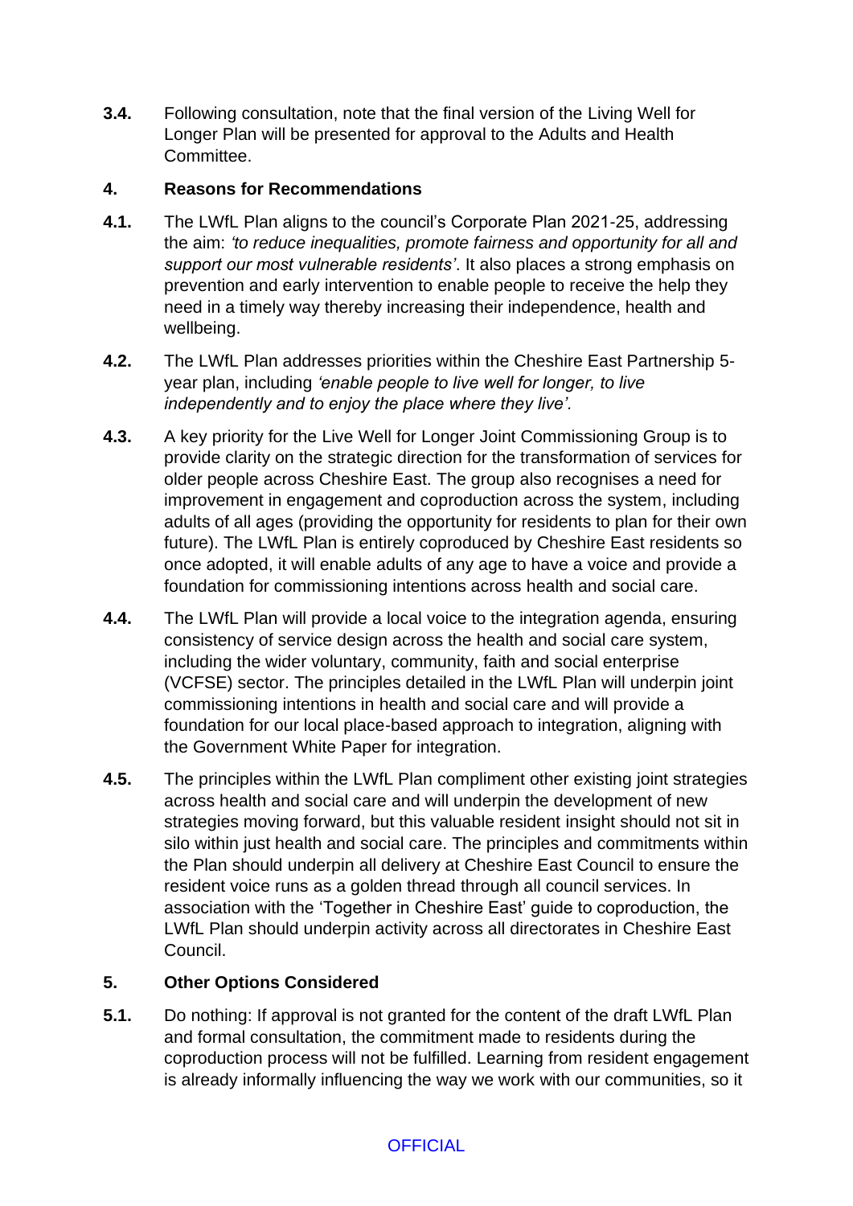**3.4.** Following consultation, note that the final version of the Living Well for Longer Plan will be presented for approval to the Adults and Health Committee.

## 4. Reasons for Recommendations

**4.1.** The LWfL Plan aligns to the council's Corporate Plan 2021-25, addressing the aim: *'to reduce inequalities, promote fairness and opportunity for all and support our most vulnerable residents'*. It also places a strong emphasis on prevention and early intervention to enable people to receive the help they need in a timely way thereby increasing their independence, health and wellbeing.

**4.2.** The LWfL Plan addresses priorities within the Cheshire East Partnership 5-year plan, including *'enable people to live well for longer, to live independently and to enjoy the place where they live'.*

**4.3.** A key priority for the Live Well for Longer Joint Commissioning Group is to provide clarity on the strategic direction for the transformation of services for older people across Cheshire East. The group also recognises a need for improvement in engagement and coproduction across the system, including adults of all ages (providing the opportunity for residents to plan for their own future). The LWfL Plan is entirely coproduced by Cheshire East residents so once adopted, it will enable adults of any age to have a voice and provide a foundation for commissioning intentions across health and social care.

**4.4.** The LWfL Plan will provide a local voice to the integration agenda, ensuring consistency of service design across the health and social care system, including the wider voluntary, community, faith and social enterprise (VCFSE) sector. The principles detailed in the LWfL Plan will underpin joint commissioning intentions in health and social care and will provide a foundation for our local place-based approach to integration, aligning with the Government White Paper for integration.

**4.5.** The principles within the LWfL Plan compliment other existing joint strategies across health and social care and will underpin the development of new strategies moving forward, but this valuable resident insight should not sit in silo within just health and social care. The principles and commitments within the Plan should underpin all delivery at Cheshire East Council to ensure the resident voice runs as a golden thread through all council services. In association with the 'Together in Cheshire East' guide to coproduction, the LWfL Plan should underpin activity across all directorates in Cheshire East Council.

## 5. Other Options Considered

**5.1.** Do nothing: If approval is not granted for the content of the draft LWfL Plan and formal consultation, the commitment made to residents during the coproduction process will not be fulfilled. Learning from resident engagement is already informally influencing the way we work with our communities, so it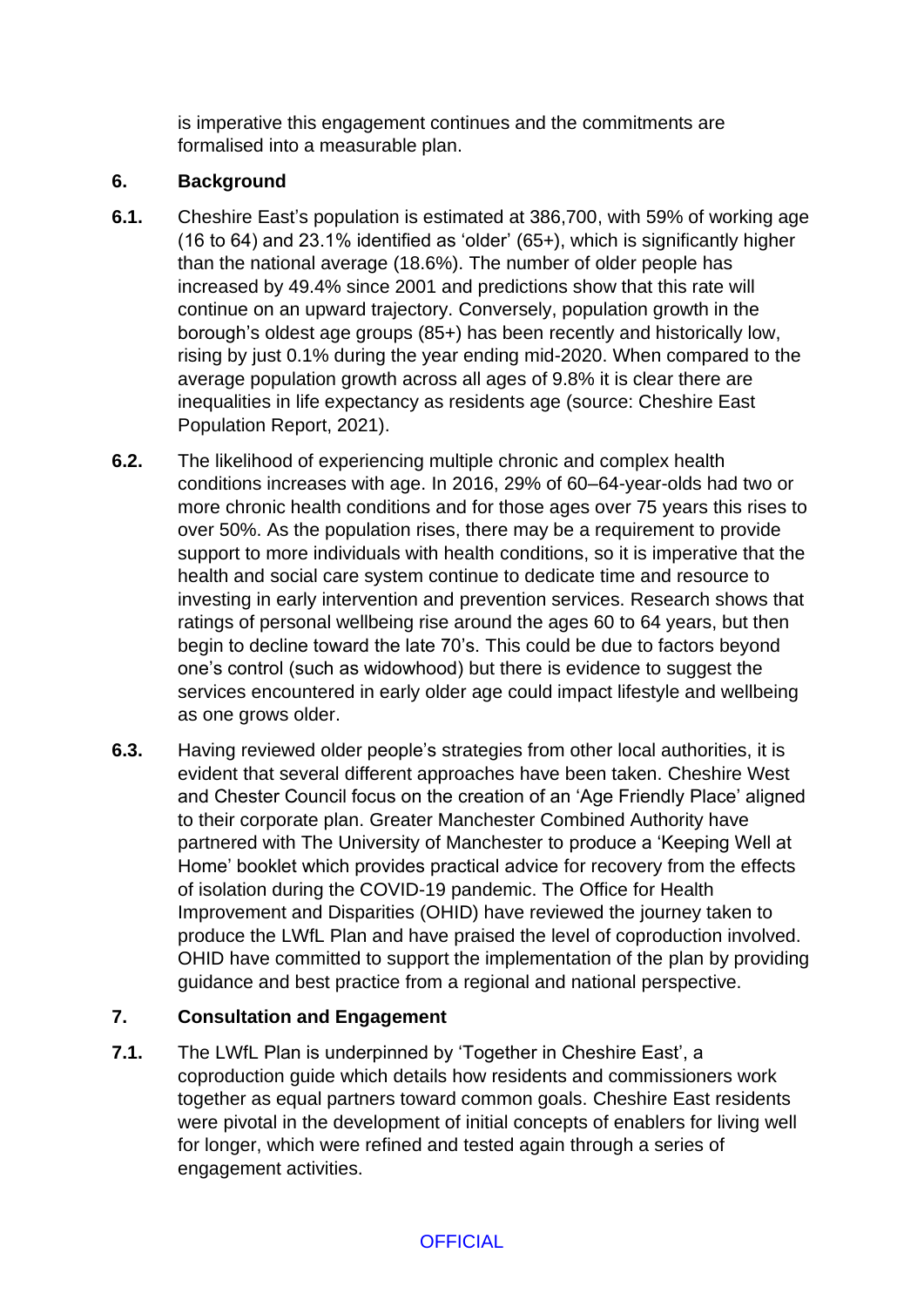is imperative this engagement continues and the commitments are formalised into a measurable plan.

## 6. Background

**6.1.** Cheshire East's population is estimated at 386,700, with 59% of working age (16 to 64) and 23.1% identified as 'older' (65+), which is significantly higher than the national average (18.6%). The number of older people has increased by 49.4% since 2001 and predictions show that this rate will continue on an upward trajectory. Conversely, population growth in the borough's oldest age groups (85+) has been recently and historically low, rising by just 0.1% during the year ending mid-2020. When compared to the average population growth across all ages of 9.8% it is clear there are inequalities in life expectancy as residents age (source: Cheshire East Population Report, 2021).

**6.2.** The likelihood of experiencing multiple chronic and complex health conditions increases with age. In 2016, 29% of 60–64-year-olds had two or more chronic health conditions and for those ages over 75 years this rises to over 50%. As the population rises, there may be a requirement to provide support to more individuals with health conditions, so it is imperative that the health and social care system continue to dedicate time and resource to investing in early intervention and prevention services. Research shows that ratings of personal wellbeing rise around the ages 60 to 64 years, but then begin to decline toward the late 70's. This could be due to factors beyond one's control (such as widowhood) but there is evidence to suggest the services encountered in early older age could impact lifestyle and wellbeing as one grows older.

**6.3.** Having reviewed older people's strategies from other local authorities, it is evident that several different approaches have been taken. Cheshire West and Chester Council focus on the creation of an 'Age Friendly Place' aligned to their corporate plan. Greater Manchester Combined Authority have partnered with The University of Manchester to produce a 'Keeping Well at Home' booklet which provides practical advice for recovery from the effects of isolation during the COVID-19 pandemic. The Office for Health Improvement and Disparities (OHID) have reviewed the journey taken to produce the LWfL Plan and have praised the level of coproduction involved. OHID have committed to support the implementation of the plan by providing guidance and best practice from a regional and national perspective.

## 7. Consultation and Engagement

**7.1.** The LWfL Plan is underpinned by 'Together in Cheshire East', a coproduction guide which details how residents and commissioners work together as equal partners toward common goals. Cheshire East residents were pivotal in the development of initial concepts of enablers for living well for longer, which were refined and tested again through a series of engagement activities.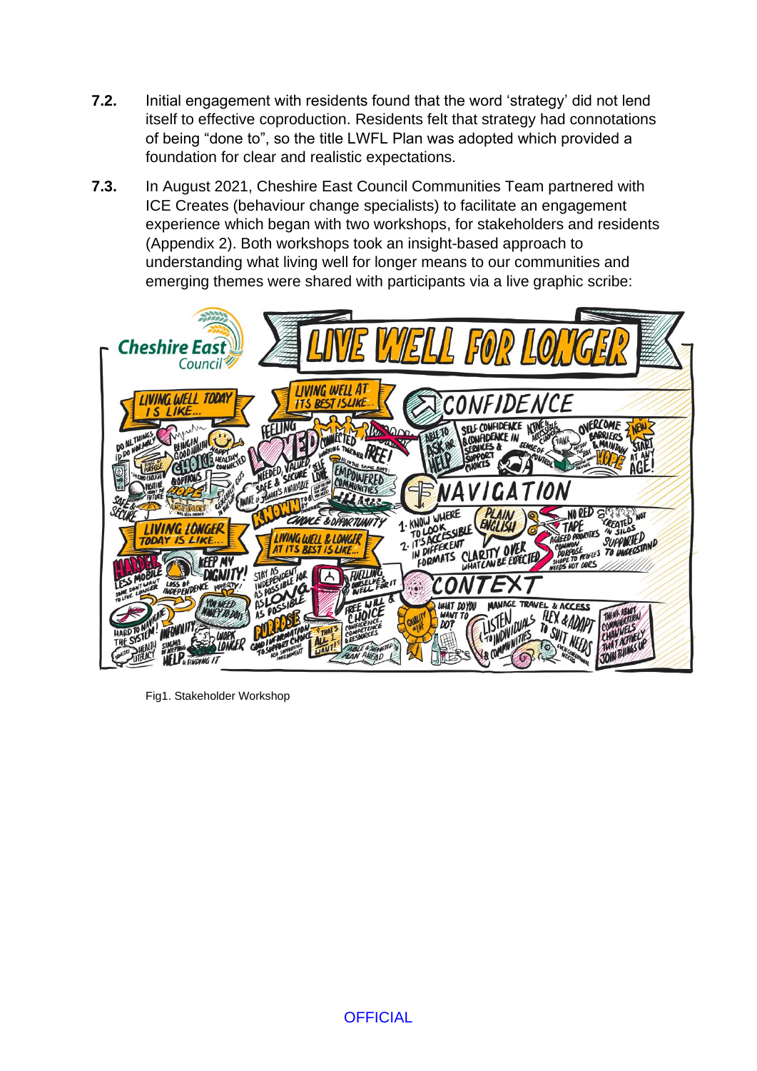**7.2.** Initial engagement with residents found that the word 'strategy' did not lend itself to effective coproduction. Residents felt that strategy had connotations of being "done to", so the title LWFL Plan was adopted which provided a foundation for clear and realistic expectations.

**7.3.** In August 2021, Cheshire East Council Communities Team partnered with ICE Creates (behaviour change specialists) to facilitate an engagement experience which began with two workshops, for stakeholders and residents (Appendix 2). Both workshops took an insight-based approach to understanding what living well for longer means to our communities and emerging themes were shared with participants via a live graphic scribe:

Fig1. Stakeholder Workshop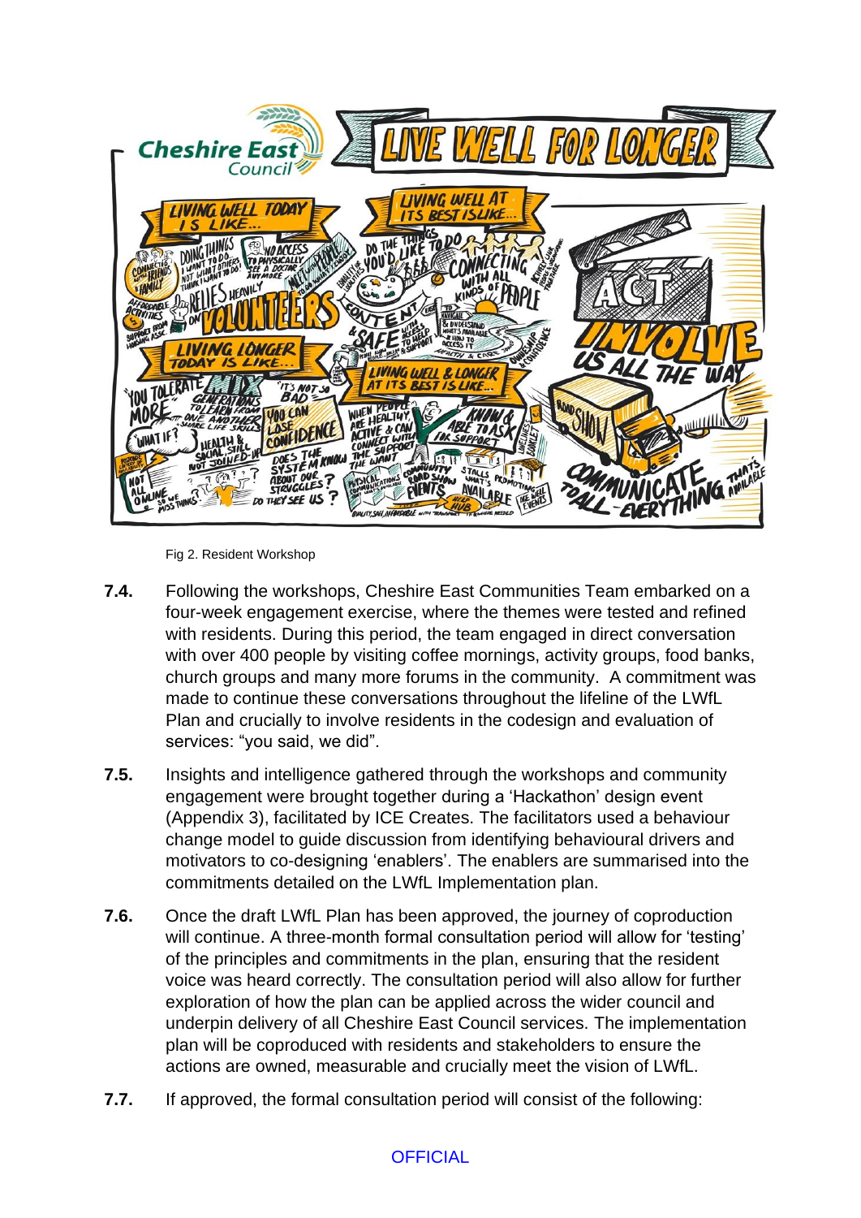Fig 2. Resident Workshop

**7.4.** Following the workshops, Cheshire East Communities Team embarked on a four-week engagement exercise, where the themes were tested and refined with residents. During this period, the team engaged in direct conversation with over 400 people by visiting coffee mornings, activity groups, food banks, church groups and many more forums in the community. A commitment was made to continue these conversations throughout the lifeline of the LWfL Plan and crucially to involve residents in the codesign and evaluation of services: "you said, we did".

**7.5.** Insights and intelligence gathered through the workshops and community engagement were brought together during a 'Hackathon' design event (Appendix 3), facilitated by ICE Creates. The facilitators used a behaviour change model to guide discussion from identifying behavioural drivers and motivators to co-designing 'enablers'. The enablers are summarised into the commitments detailed on the LWfL Implementation plan.

**7.6.** Once the draft LWfL Plan has been approved, the journey of coproduction will continue. A three-month formal consultation period will allow for 'testing' of the principles and commitments in the plan, ensuring that the resident voice was heard correctly. The consultation period will also allow for further exploration of how the plan can be applied across the wider council and underpin delivery of all Cheshire East Council services. The implementation plan will be coproduced with residents and stakeholders to ensure the actions are owned, measurable and crucially meet the vision of LWfL.

**7.7.** If approved, the formal consultation period will consist of the following: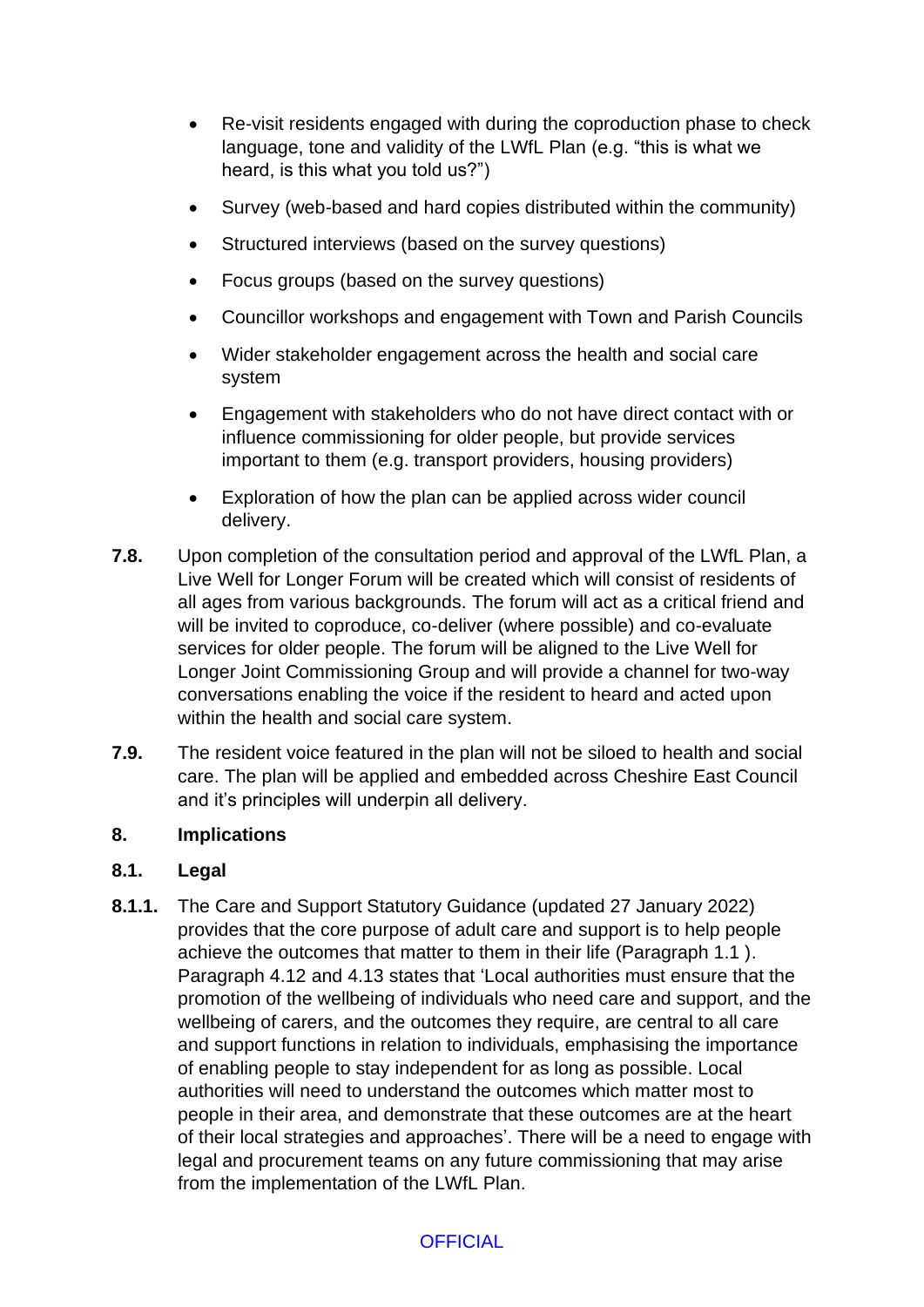- Re-visit residents engaged with during the coproduction phase to check language, tone and validity of the LWfL Plan (e.g. "this is what we heard, is this what you told us?")
- Survey (web-based and hard copies distributed within the community)
- Structured interviews (based on the survey questions)
- Focus groups (based on the survey questions)
- Councillor workshops and engagement with Town and Parish Councils
- Wider stakeholder engagement across the health and social care system
- Engagement with stakeholders who do not have direct contact with or influence commissioning for older people, but provide services important to them (e.g. transport providers, housing providers)
- Exploration of how the plan can be applied across wider council delivery.

**7.8.** Upon completion of the consultation period and approval of the LWfL Plan, a Live Well for Longer Forum will be created which will consist of residents of all ages from various backgrounds. The forum will act as a critical friend and will be invited to coproduce, co-deliver (where possible) and co-evaluate services for older people. The forum will be aligned to the Live Well for Longer Joint Commissioning Group and will provide a channel for two-way conversations enabling the voice if the resident to heard and acted upon within the health and social care system.

**7.9.** The resident voice featured in the plan will not be siloed to health and social care. The plan will be applied and embedded across Cheshire East Council and it's principles will underpin all delivery.

## 8. Implications

### 8.1. Legal

**8.1.1.** The Care and Support Statutory Guidance (updated 27 January 2022) provides that the core purpose of adult care and support is to help people achieve the outcomes that matter to them in their life (Paragraph 1.1 ). Paragraph 4.12 and 4.13 states that 'Local authorities must ensure that the promotion of the wellbeing of individuals who need care and support, and the wellbeing of carers, and the outcomes they require, are central to all care and support functions in relation to individuals, emphasising the importance of enabling people to stay independent for as long as possible. Local authorities will need to understand the outcomes which matter most to people in their area, and demonstrate that these outcomes are at the heart of their local strategies and approaches'. There will be a need to engage with legal and procurement teams on any future commissioning that may arise from the implementation of the LWfL Plan.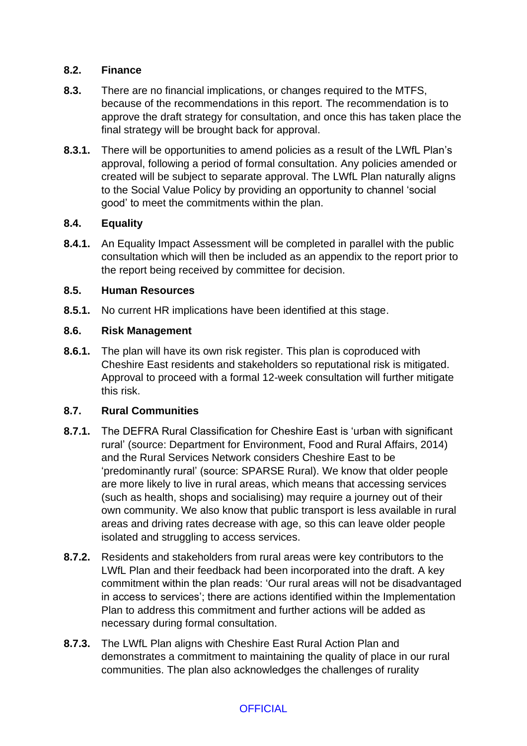**8.2. Finance**

**8.3.** There are no financial implications, or changes required to the MTFS, because of the recommendations in this report. The recommendation is to approve the draft strategy for consultation, and once this has taken place the final strategy will be brought back for approval.

**8.3.1.** There will be opportunities to amend policies as a result of the LWfL Plan's approval, following a period of formal consultation. Any policies amended or created will be subject to separate approval. The LWfL Plan naturally aligns to the Social Value Policy by providing an opportunity to channel 'social good' to meet the commitments within the plan.

**8.4. Equality**

**8.4.1.** An Equality Impact Assessment will be completed in parallel with the public consultation which will then be included as an appendix to the report prior to the report being received by committee for decision.

**8.5. Human Resources**

**8.5.1.** No current HR implications have been identified at this stage.

**8.6. Risk Management**

**8.6.1.** The plan will have its own risk register. This plan is coproduced with Cheshire East residents and stakeholders so reputational risk is mitigated. Approval to proceed with a formal 12-week consultation will further mitigate this risk.

**8.7. Rural Communities**

**8.7.1.** The DEFRA Rural Classification for Cheshire East is 'urban with significant rural' (source: Department for Environment, Food and Rural Affairs, 2014) and the Rural Services Network considers Cheshire East to be 'predominantly rural' (source: SPARSE Rural). We know that older people are more likely to live in rural areas, which means that accessing services (such as health, shops and socialising) may require a journey out of their own community. We also know that public transport is less available in rural areas and driving rates decrease with age, so this can leave older people isolated and struggling to access services.

**8.7.2.** Residents and stakeholders from rural areas were key contributors to the LWfL Plan and their feedback had been incorporated into the draft. A key commitment within the plan reads: 'Our rural areas will not be disadvantaged in access to services'; there are actions identified within the Implementation Plan to address this commitment and further actions will be added as necessary during formal consultation.

**8.7.3.** The LWfL Plan aligns with Cheshire East Rural Action Plan and demonstrates a commitment to maintaining the quality of place in our rural communities. The plan also acknowledges the challenges of rurality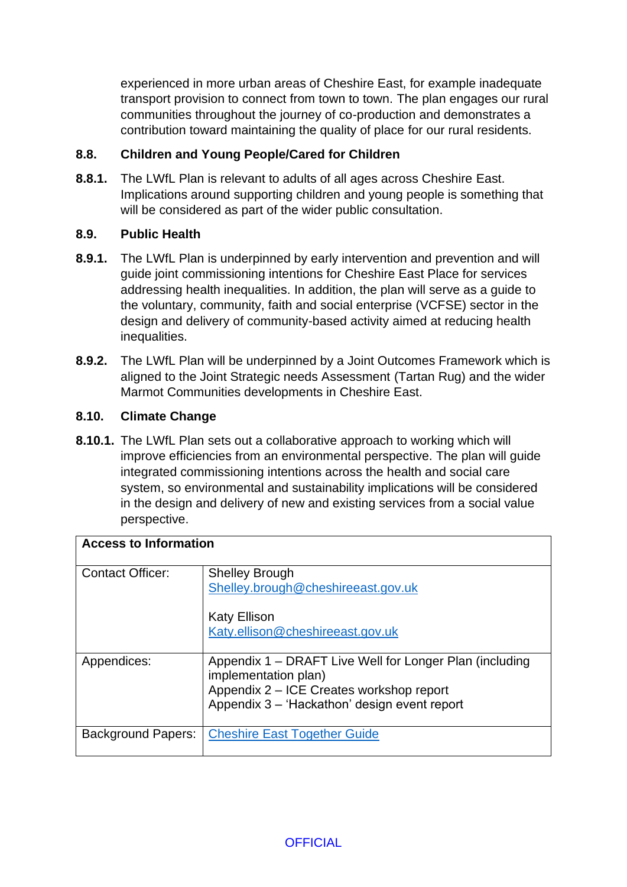experienced in more urban areas of Cheshire East, for example inadequate transport provision to connect from town to town. The plan engages our rural communities throughout the journey of co-production and demonstrates a contribution toward maintaining the quality of place for our rural residents.

**8.8. Children and Young People/Cared for Children**

**8.8.1.** The LWfL Plan is relevant to adults of all ages across Cheshire East. Implications around supporting children and young people is something that will be considered as part of the wider public consultation.

**8.9. Public Health**

**8.9.1.** The LWfL Plan is underpinned by early intervention and prevention and will guide joint commissioning intentions for Cheshire East Place for services addressing health inequalities. In addition, the plan will serve as a guide to the voluntary, community, faith and social enterprise (VCFSE) sector in the design and delivery of community-based activity aimed at reducing health inequalities.

**8.9.2.** The LWfL Plan will be underpinned by a Joint Outcomes Framework which is aligned to the Joint Strategic needs Assessment (Tartan Rug) and the wider Marmot Communities developments in Cheshire East.

**8.10. Climate Change**

**8.10.1.** The LWfL Plan sets out a collaborative approach to working which will improve efficiencies from an environmental perspective. The plan will guide integrated commissioning intentions across the health and social care system, so environmental and sustainability implications will be considered in the design and delivery of new and existing services from a social value perspective.

| **Access to Information** | |
|---|---|
| Contact Officer: | Shelley Brough<br>Shelley.brough@cheshireeast.gov.uk<br><br>Katy Ellison<br>Katy.ellison@cheshireeast.gov.uk |
| Appendices: | Appendix 1 – DRAFT Live Well for Longer Plan (including implementation plan)<br>Appendix 2 – ICE Creates workshop report<br>Appendix 3 – 'Hackathon' design event report |
| Background Papers: | Cheshire East Together Guide |